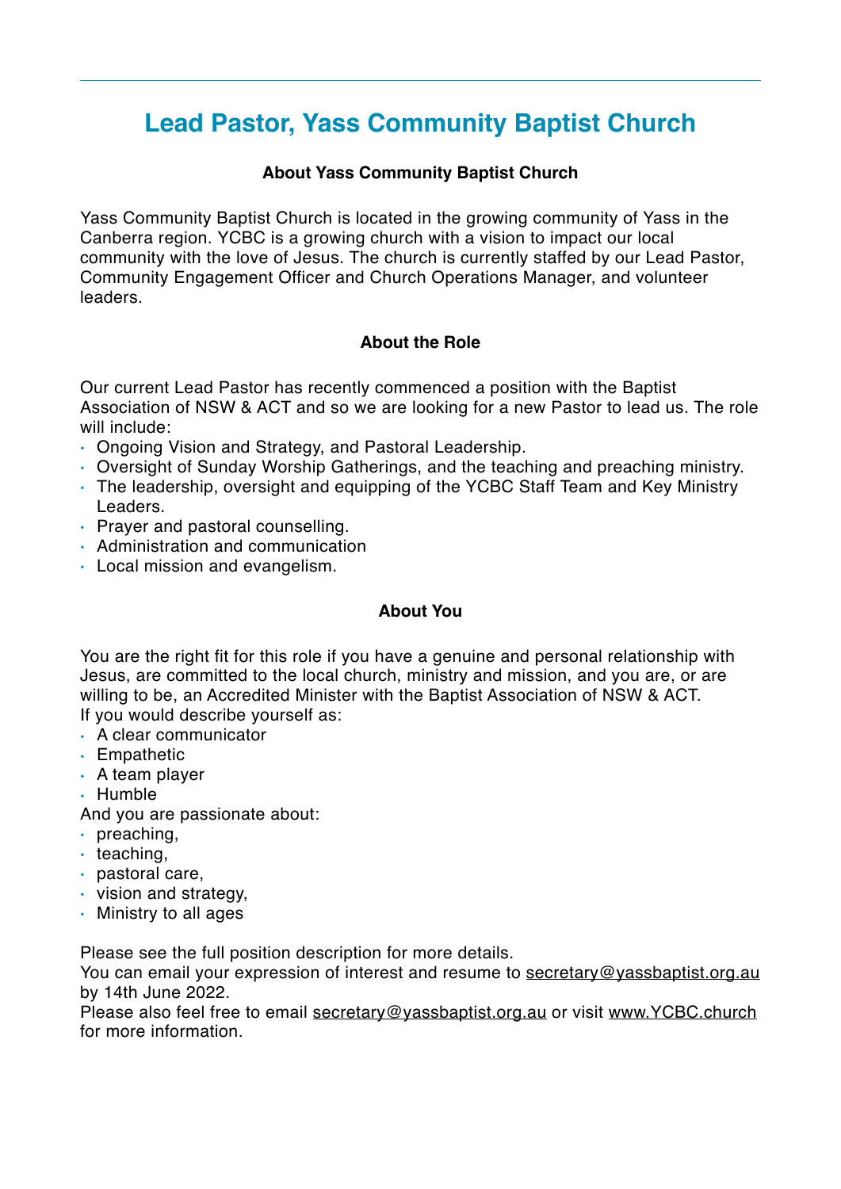# Lead Pastor, Yass Community Baptist Church

### About Yass Community Baptist Church

Yass Community Baptist Church is located in the growing community of Yass in the Canberra region. YCBC is a growing church with a vision to impact our local community with the love of Jesus. The church is currently staffed by our Lead Pastor, Community Engagement Officer and Church Operations Manager, and volunteer leaders.

### About the Role

Our current Lead Pastor has recently commenced a position with the Baptist Association of NSW & ACT and so we are looking for a new Pastor to lead us. The role will include:

- Ongoing Vision and Strategy, and Pastoral Leadership.
- Oversight of Sunday Worship Gatherings, and the teaching and preaching ministry.
- The leadership, oversight and equipping of the YCBC Staff Team and Key Ministry Leaders.
- Prayer and pastoral counselling.
- Administration and communication
- Local mission and evangelism.

### About You

You are the right fit for this role if you have a genuine and personal relationship with Jesus, are committed to the local church, ministry and mission, and you are, or are willing to be, an Accredited Minister with the Baptist Association of NSW & ACT.
If you would describe yourself as:

- A clear communicator
- Empathetic
- A team player
- Humble

And you are passionate about:

- preaching,
- teaching,
- pastoral care,
- vision and strategy,
- Ministry to all ages

Please see the full position description for more details.
You can email your expression of interest and resume to secretary@yassbaptist.org.au by 14th June 2022.
Please also feel free to email secretary@yassbaptist.org.au or visit www.YCBC.church for more information.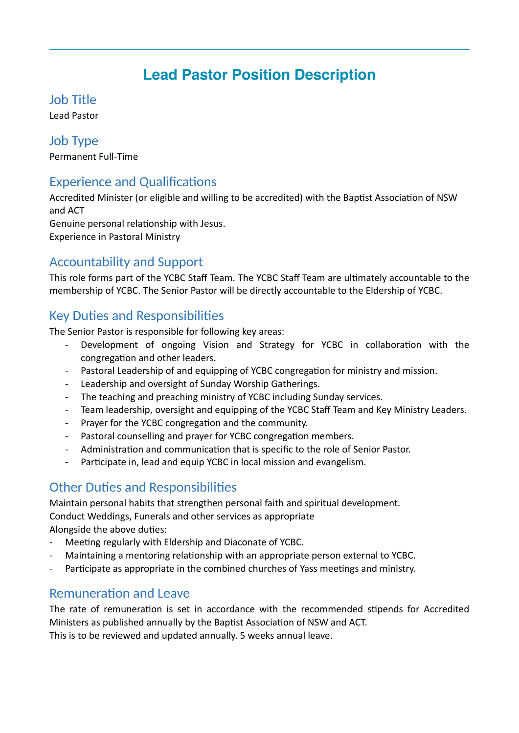# Lead Pastor Position Description

## Job Title

Lead Pastor

## Job Type

Permanent Full-Time

## Experience and Qualifications

Accredited Minister (or eligible and willing to be accredited) with the Baptist Association of NSW and ACT
Genuine personal relationship with Jesus.
Experience in Pastoral Ministry

## Accountability and Support

This role forms part of the YCBC Staff Team. The YCBC Staff Team are ultimately accountable to the membership of YCBC. The Senior Pastor will be directly accountable to the Eldership of YCBC.

## Key Duties and Responsibilities

The Senior Pastor is responsible for following key areas:

- Development of ongoing Vision and Strategy for YCBC in collaboration with the congregation and other leaders.
- Pastoral Leadership of and equipping of YCBC congregation for ministry and mission.
- Leadership and oversight of Sunday Worship Gatherings.
- The teaching and preaching ministry of YCBC including Sunday services.
- Team leadership, oversight and equipping of the YCBC Staff Team and Key Ministry Leaders.
- Prayer for the YCBC congregation and the community.
- Pastoral counselling and prayer for YCBC congregation members.
- Administration and communication that is specific to the role of Senior Pastor.
- Participate in, lead and equip YCBC in local mission and evangelism.

## Other Duties and Responsibilities

Maintain personal habits that strengthen personal faith and spiritual development.
Conduct Weddings, Funerals and other services as appropriate
Alongside the above duties:

- Meeting regularly with Eldership and Diaconate of YCBC.
- Maintaining a mentoring relationship with an appropriate person external to YCBC.
- Participate as appropriate in the combined churches of Yass meetings and ministry.

## Remuneration and Leave

The rate of remuneration is set in accordance with the recommended stipends for Accredited Ministers as published annually by the Baptist Association of NSW and ACT.
This is to be reviewed and updated annually. 5 weeks annual leave.